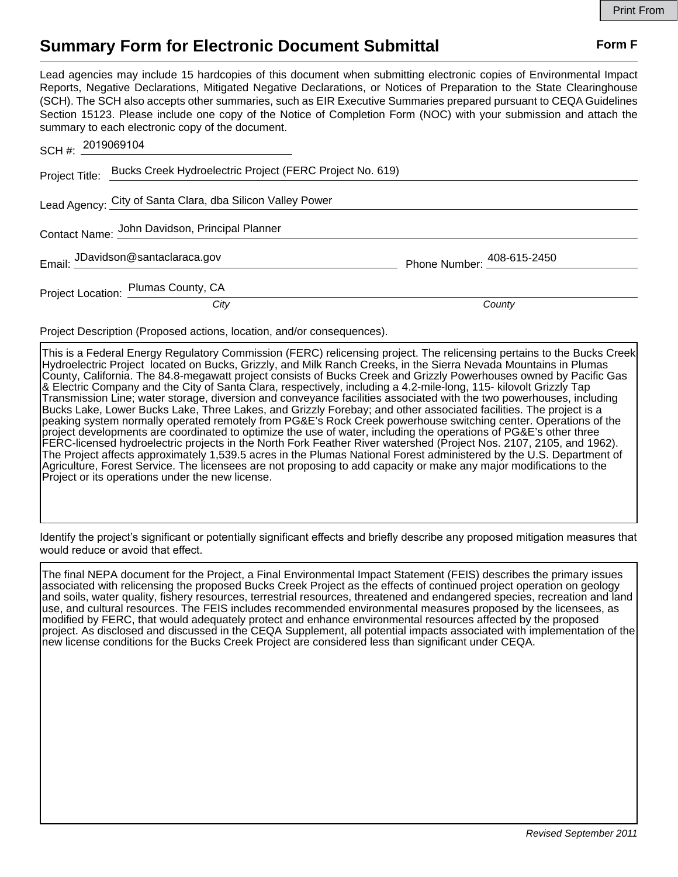# Summary Form for Electronic Document Submittal

**Form F**

Lead agencies may include 15 hardcopies of this document when submitting electronic copies of Environmental Impact Reports, Negative Declarations, Mitigated Negative Declarations, or Notices of Preparation to the State Clearinghouse (SCH). The SCH also accepts other summaries, such as EIR Executive Summaries prepared pursuant to CEQA Guidelines Section 15123. Please include one copy of the Notice of Completion Form (NOC) with your submission and attach the summary to each electronic copy of the document.

SCH #: 2019069104

Project Title: Bucks Creek Hydroelectric Project (FERC Project No. 619)

Lead Agency: City of Santa Clara, dba Silicon Valley Power

Contact Name: John Davidson, Principal Planner

Email: JDavidson@santaclaraca.gov

Phone Number: 408-615-2450

Project Location: Plumas County, CA

*City* *County*

Project Description (Proposed actions, location, and/or consequences).

This is a Federal Energy Regulatory Commission (FERC) relicensing project. The relicensing pertains to the Bucks Creek Hydroelectric Project located on Bucks, Grizzly, and Milk Ranch Creeks, in the Sierra Nevada Mountains in Plumas County, California. The 84.8-megawatt project consists of Bucks Creek and Grizzly Powerhouses owned by Pacific Gas & Electric Company and the City of Santa Clara, respectively, including a 4.2-mile-long, 115- kilovolt Grizzly Tap Transmission Line; water storage, diversion and conveyance facilities associated with the two powerhouses, including Bucks Lake, Lower Bucks Lake, Three Lakes, and Grizzly Forebay; and other associated facilities. The project is a peaking system normally operated remotely from PG&E's Rock Creek powerhouse switching center. Operations of the project developments are coordinated to optimize the use of water, including the operations of PG&E's other three FERC-licensed hydroelectric projects in the North Fork Feather River watershed (Project Nos. 2107, 2105, and 1962). The Project affects approximately 1,539.5 acres in the Plumas National Forest administered by the U.S. Department of Agriculture, Forest Service. The licensees are not proposing to add capacity or make any major modifications to the Project or its operations under the new license.

Identify the project's significant or potentially significant effects and briefly describe any proposed mitigation measures that would reduce or avoid that effect.

The final NEPA document for the Project, a Final Environmental Impact Statement (FEIS) describes the primary issues associated with relicensing the proposed Bucks Creek Project as the effects of continued project operation on geology and soils, water quality, fishery resources, terrestrial resources, threatened and endangered species, recreation and land use, and cultural resources. The FEIS includes recommended environmental measures proposed by the licensees, as modified by FERC, that would adequately protect and enhance environmental resources affected by the proposed project. As disclosed and discussed in the CEQA Supplement, all potential impacts associated with implementation of the new license conditions for the Bucks Creek Project are considered less than significant under CEQA.

*Revised September 2011*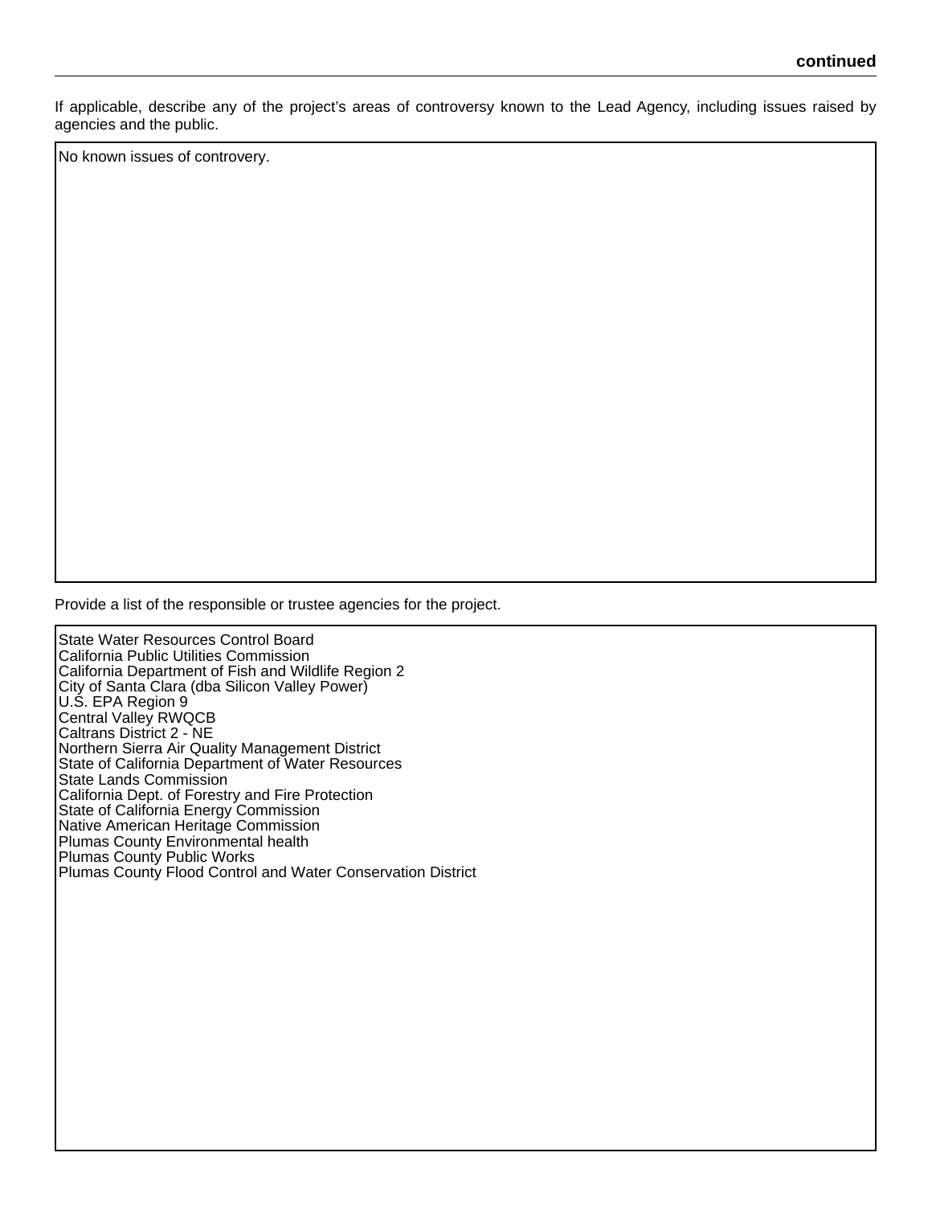**continued**

If applicable, describe any of the project's areas of controversy known to the Lead Agency, including issues raised by agencies and the public.

No known issues of controvery.

Provide a list of the responsible or trustee agencies for the project.

State Water Resources Control Board
California Public Utilities Commission
California Department of Fish and Wildlife Region 2
City of Santa Clara (dba Silicon Valley Power)
U.S. EPA Region 9
Central Valley RWQCB
Caltrans District 2 - NE
Northern Sierra Air Quality Management District
State of California Department of Water Resources
State Lands Commission
California Dept. of Forestry and Fire Protection
State of California Energy Commission
Native American Heritage Commission
Plumas County Environmental health
Plumas County Public Works
Plumas County Flood Control and Water Conservation District